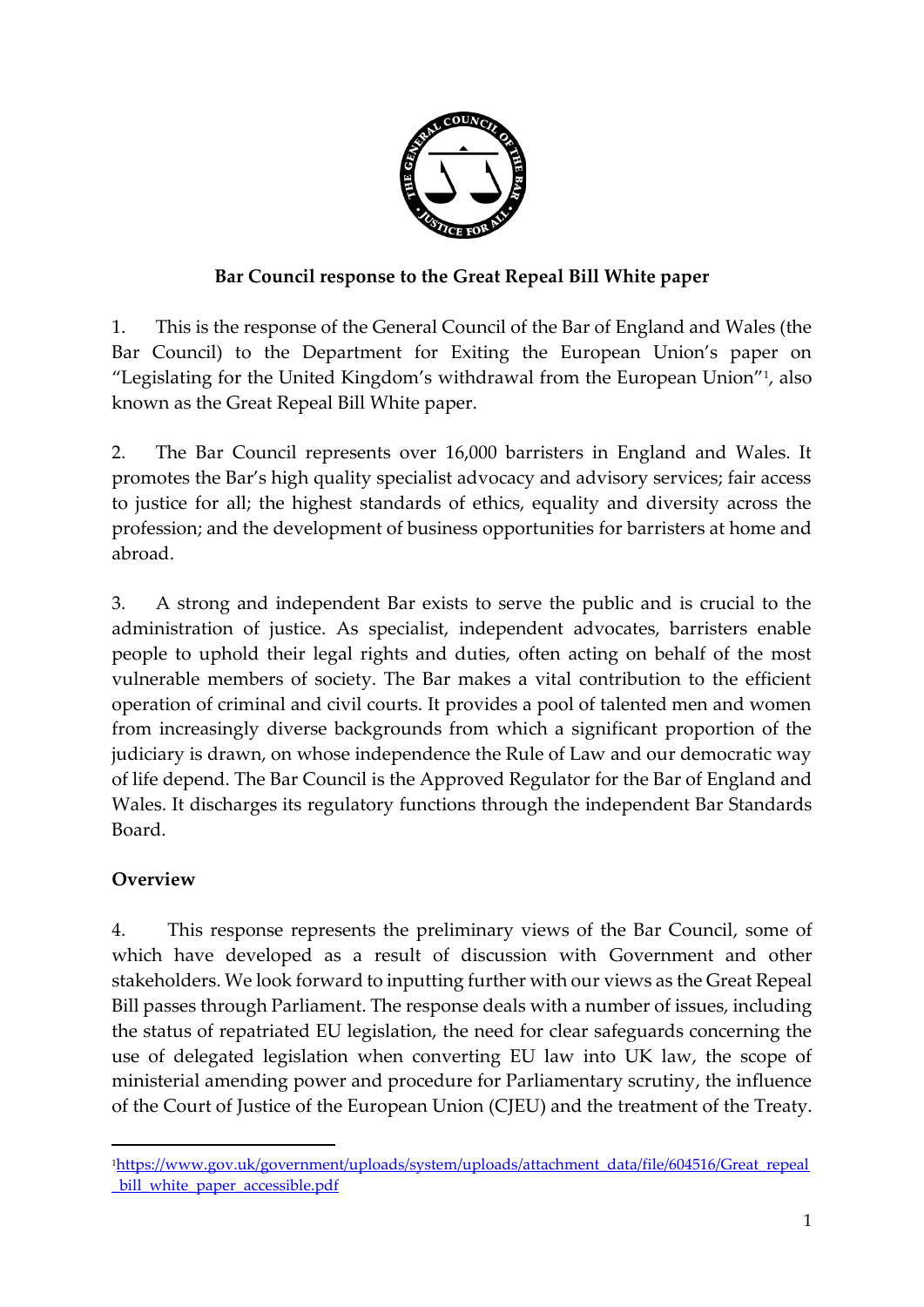**Bar Council response to the Great Repeal Bill White paper**

1. This is the response of the General Council of the Bar of England and Wales (the Bar Council) to the Department for Exiting the European Union's paper on "Legislating for the United Kingdom's withdrawal from the European Union"[1], also known as the Great Repeal Bill White paper.

2. The Bar Council represents over 16,000 barristers in England and Wales. It promotes the Bar's high quality specialist advocacy and advisory services; fair access to justice for all; the highest standards of ethics, equality and diversity across the profession; and the development of business opportunities for barristers at home and abroad.

3. A strong and independent Bar exists to serve the public and is crucial to the administration of justice. As specialist, independent advocates, barristers enable people to uphold their legal rights and duties, often acting on behalf of the most vulnerable members of society. The Bar makes a vital contribution to the efficient operation of criminal and civil courts. It provides a pool of talented men and women from increasingly diverse backgrounds from which a significant proportion of the judiciary is drawn, on whose independence the Rule of Law and our democratic way of life depend. The Bar Council is the Approved Regulator for the Bar of England and Wales. It discharges its regulatory functions through the independent Bar Standards Board.

## Overview

4. This response represents the preliminary views of the Bar Council, some of which have developed as a result of discussion with Government and other stakeholders. We look forward to inputting further with our views as the Great Repeal Bill passes through Parliament. The response deals with a number of issues, including the status of repatriated EU legislation, the need for clear safeguards concerning the use of delegated legislation when converting EU law into UK law, the scope of ministerial amending power and procedure for Parliamentary scrutiny, the influence of the Court of Justice of the European Union (CJEU) and the treatment of the Treaty.

---

[1] https://www.gov.uk/government/uploads/system/uploads/attachment_data/file/604516/Great_repeal_bill_white_paper_accessible.pdf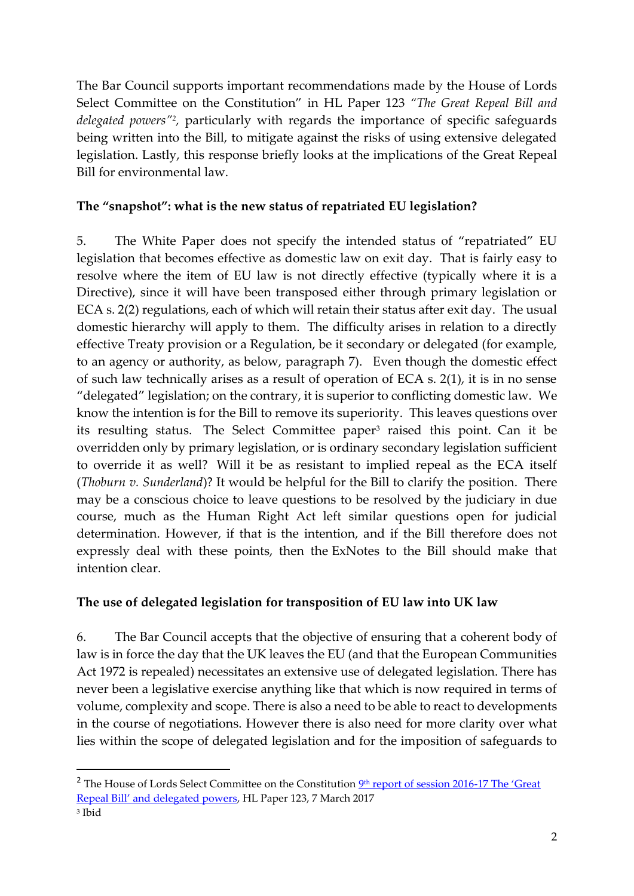The Bar Council supports important recommendations made by the House of Lords Select Committee on the Constitution" in HL Paper 123 *"The Great Repeal Bill and delegated powers"*[2], particularly with regards the importance of specific safeguards being written into the Bill, to mitigate against the risks of using extensive delegated legislation. Lastly, this response briefly looks at the implications of the Great Repeal Bill for environmental law.

**The "snapshot": what is the new status of repatriated EU legislation?**

5. The White Paper does not specify the intended status of "repatriated" EU legislation that becomes effective as domestic law on exit day. That is fairly easy to resolve where the item of EU law is not directly effective (typically where it is a Directive), since it will have been transposed either through primary legislation or ECA s. 2(2) regulations, each of which will retain their status after exit day. The usual domestic hierarchy will apply to them. The difficulty arises in relation to a directly effective Treaty provision or a Regulation, be it secondary or delegated (for example, to an agency or authority, as below, paragraph 7). Even though the domestic effect of such law technically arises as a result of operation of ECA s. 2(1), it is in no sense "delegated" legislation; on the contrary, it is superior to conflicting domestic law. We know the intention is for the Bill to remove its superiority. This leaves questions over its resulting status. The Select Committee paper[3] raised this point. Can it be overridden only by primary legislation, or is ordinary secondary legislation sufficient to override it as well? Will it be as resistant to implied repeal as the ECA itself (*Thoburn v. Sunderland*)? It would be helpful for the Bill to clarify the position. There may be a conscious choice to leave questions to be resolved by the judiciary in due course, much as the Human Right Act left similar questions open for judicial determination. However, if that is the intention, and if the Bill therefore does not expressly deal with these points, then the ExNotes to the Bill should make that intention clear.

**The use of delegated legislation for transposition of EU law into UK law**

6. The Bar Council accepts that the objective of ensuring that a coherent body of law is in force the day that the UK leaves the EU (and that the European Communities Act 1972 is repealed) necessitates an extensive use of delegated legislation. There has never been a legislative exercise anything like that which is now required in terms of volume, complexity and scope. There is also a need to be able to react to developments in the course of negotiations. However there is also need for more clarity over what lies within the scope of delegated legislation and for the imposition of safeguards to

---

[2] The House of Lords Select Committee on the Constitution 9th report of session 2016-17 The 'Great Repeal Bill' and delegated powers, HL Paper 123, 7 March 2017

[3] Ibid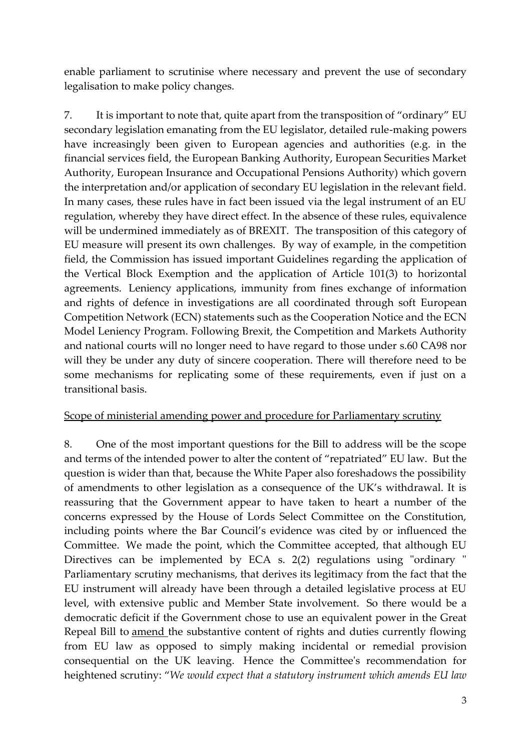enable parliament to scrutinise where necessary and prevent the use of secondary legalisation to make policy changes.

7. It is important to note that, quite apart from the transposition of "ordinary" EU secondary legislation emanating from the EU legislator, detailed rule-making powers have increasingly been given to European agencies and authorities (e.g. in the financial services field, the European Banking Authority, European Securities Market Authority, European Insurance and Occupational Pensions Authority) which govern the interpretation and/or application of secondary EU legislation in the relevant field. In many cases, these rules have in fact been issued via the legal instrument of an EU regulation, whereby they have direct effect. In the absence of these rules, equivalence will be undermined immediately as of BREXIT. The transposition of this category of EU measure will present its own challenges. By way of example, in the competition field, the Commission has issued important Guidelines regarding the application of the Vertical Block Exemption and the application of Article 101(3) to horizontal agreements. Leniency applications, immunity from fines exchange of information and rights of defence in investigations are all coordinated through soft European Competition Network (ECN) statements such as the Cooperation Notice and the ECN Model Leniency Program. Following Brexit, the Competition and Markets Authority and national courts will no longer need to have regard to those under s.60 CA98 nor will they be under any duty of sincere cooperation. There will therefore need to be some mechanisms for replicating some of these requirements, even if just on a transitional basis.

<u>Scope of ministerial amending power and procedure for Parliamentary scrutiny</u>

8. One of the most important questions for the Bill to address will be the scope and terms of the intended power to alter the content of "repatriated" EU law. But the question is wider than that, because the White Paper also foreshadows the possibility of amendments to other legislation as a consequence of the UK's withdrawal. It is reassuring that the Government appear to have taken to heart a number of the concerns expressed by the House of Lords Select Committee on the Constitution, including points where the Bar Council's evidence was cited by or influenced the Committee. We made the point, which the Committee accepted, that although EU Directives can be implemented by ECA s. 2(2) regulations using "ordinary " Parliamentary scrutiny mechanisms, that derives its legitimacy from the fact that the EU instrument will already have been through a detailed legislative process at EU level, with extensive public and Member State involvement. So there would be a democratic deficit if the Government chose to use an equivalent power in the Great Repeal Bill to <u>amend</u> the substantive content of rights and duties currently flowing from EU law as opposed to simply making incidental or remedial provision consequential on the UK leaving. Hence the Committee's recommendation for heightened scrutiny: "*We would expect that a statutory instrument which amends EU law*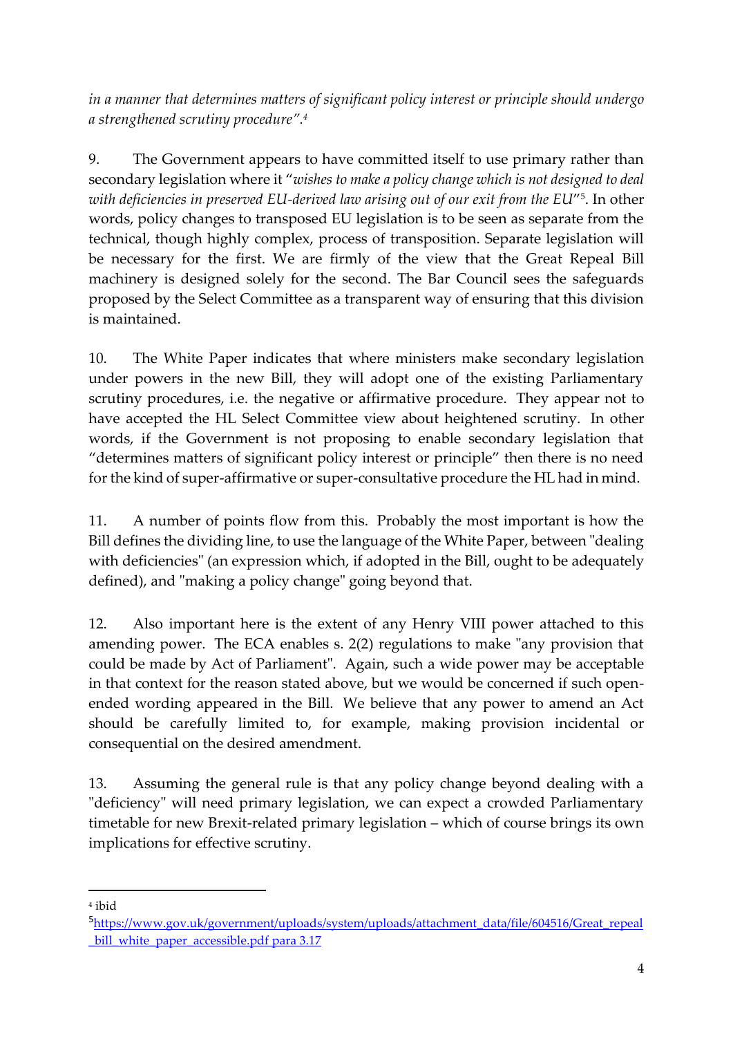*in a manner that determines matters of significant policy interest or principle should undergo a strengthened scrutiny procedure"*.[4]

9. The Government appears to have committed itself to use primary rather than secondary legislation where it "*wishes to make a policy change which is not designed to deal with deficiencies in preserved EU-derived law arising out of our exit from the EU*"[5]. In other words, policy changes to transposed EU legislation is to be seen as separate from the technical, though highly complex, process of transposition. Separate legislation will be necessary for the first. We are firmly of the view that the Great Repeal Bill machinery is designed solely for the second. The Bar Council sees the safeguards proposed by the Select Committee as a transparent way of ensuring that this division is maintained.

10. The White Paper indicates that where ministers make secondary legislation under powers in the new Bill, they will adopt one of the existing Parliamentary scrutiny procedures, i.e. the negative or affirmative procedure. They appear not to have accepted the HL Select Committee view about heightened scrutiny. In other words, if the Government is not proposing to enable secondary legislation that "determines matters of significant policy interest or principle" then there is no need for the kind of super-affirmative or super-consultative procedure the HL had in mind.

11. A number of points flow from this. Probably the most important is how the Bill defines the dividing line, to use the language of the White Paper, between "dealing with deficiencies" (an expression which, if adopted in the Bill, ought to be adequately defined), and "making a policy change" going beyond that.

12. Also important here is the extent of any Henry VIII power attached to this amending power. The ECA enables s. 2(2) regulations to make "any provision that could be made by Act of Parliament". Again, such a wide power may be acceptable in that context for the reason stated above, but we would be concerned if such open-ended wording appeared in the Bill. We believe that any power to amend an Act should be carefully limited to, for example, making provision incidental or consequential on the desired amendment.

13. Assuming the general rule is that any policy change beyond dealing with a "deficiency" will need primary legislation, we can expect a crowded Parliamentary timetable for new Brexit-related primary legislation – which of course brings its own implications for effective scrutiny.

---

[4] ibid

[5] https://www.gov.uk/government/uploads/system/uploads/attachment_data/file/604516/Great_repeal_bill_white_paper_accessible.pdf para 3.17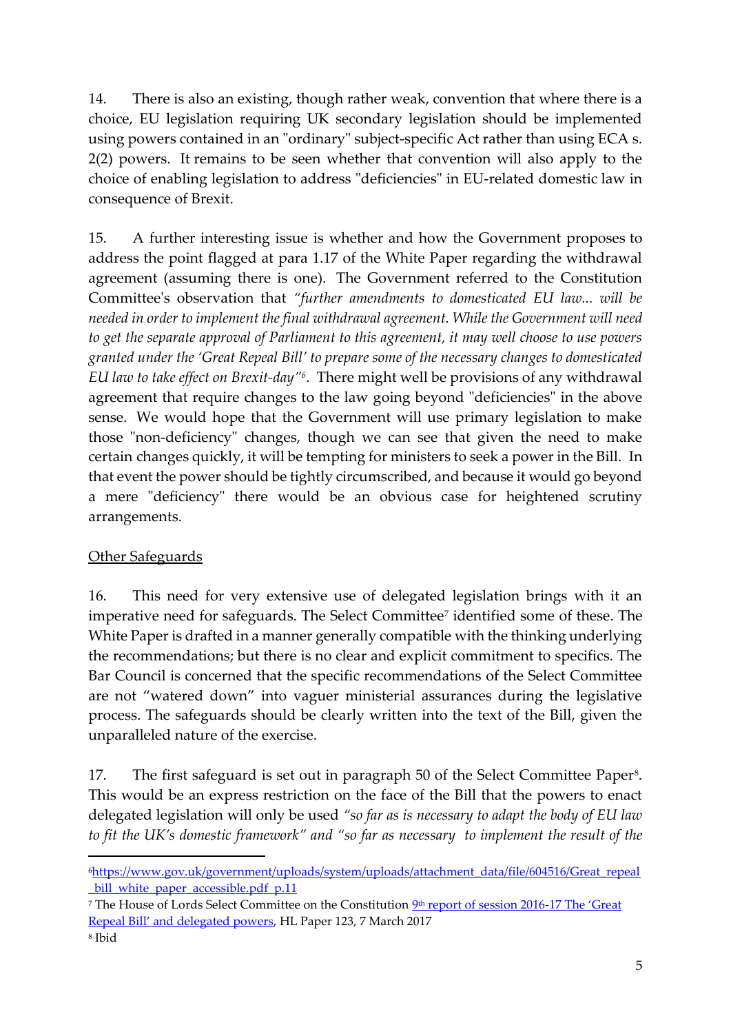14. There is also an existing, though rather weak, convention that where there is a choice, EU legislation requiring UK secondary legislation should be implemented using powers contained in an "ordinary" subject-specific Act rather than using ECA s. 2(2) powers. It remains to be seen whether that convention will also apply to the choice of enabling legislation to address "deficiencies" in EU-related domestic law in consequence of Brexit.

15. A further interesting issue is whether and how the Government proposes to address the point flagged at para 1.17 of the White Paper regarding the withdrawal agreement (assuming there is one). The Government referred to the Constitution Committee's observation that *"further amendments to domesticated EU law... will be needed in order to implement the final withdrawal agreement. While the Government will need to get the separate approval of Parliament to this agreement, it may well choose to use powers granted under the 'Great Repeal Bill' to prepare some of the necessary changes to domesticated EU law to take effect on Brexit-day"*[6]. There might well be provisions of any withdrawal agreement that require changes to the law going beyond "deficiencies" in the above sense. We would hope that the Government will use primary legislation to make those "non-deficiency" changes, though we can see that given the need to make certain changes quickly, it will be tempting for ministers to seek a power in the Bill. In that event the power should be tightly circumscribed, and because it would go beyond a mere "deficiency" there would be an obvious case for heightened scrutiny arrangements.

## Other Safeguards

16. This need for very extensive use of delegated legislation brings with it an imperative need for safeguards. The Select Committee[7] identified some of these. The White Paper is drafted in a manner generally compatible with the thinking underlying the recommendations; but there is no clear and explicit commitment to specifics. The Bar Council is concerned that the specific recommendations of the Select Committee are not "watered down" into vaguer ministerial assurances during the legislative process. The safeguards should be clearly written into the text of the Bill, given the unparalleled nature of the exercise.

17. The first safeguard is set out in paragraph 50 of the Select Committee Paper[8]. This would be an express restriction on the face of the Bill that the powers to enact delegated legislation will only be used *"so far as is necessary to adapt the body of EU law to fit the UK's domestic framework"* and *"so far as necessary to implement the result of the*

---

[6] https://www.gov.uk/government/uploads/system/uploads/attachment_data/file/604516/Great_repeal_bill_white_paper_accessible.pdf p.11

[7] The House of Lords Select Committee on the Constitution 9th report of session 2016-17 The 'Great Repeal Bill' and delegated powers, HL Paper 123, 7 March 2017

[8] Ibid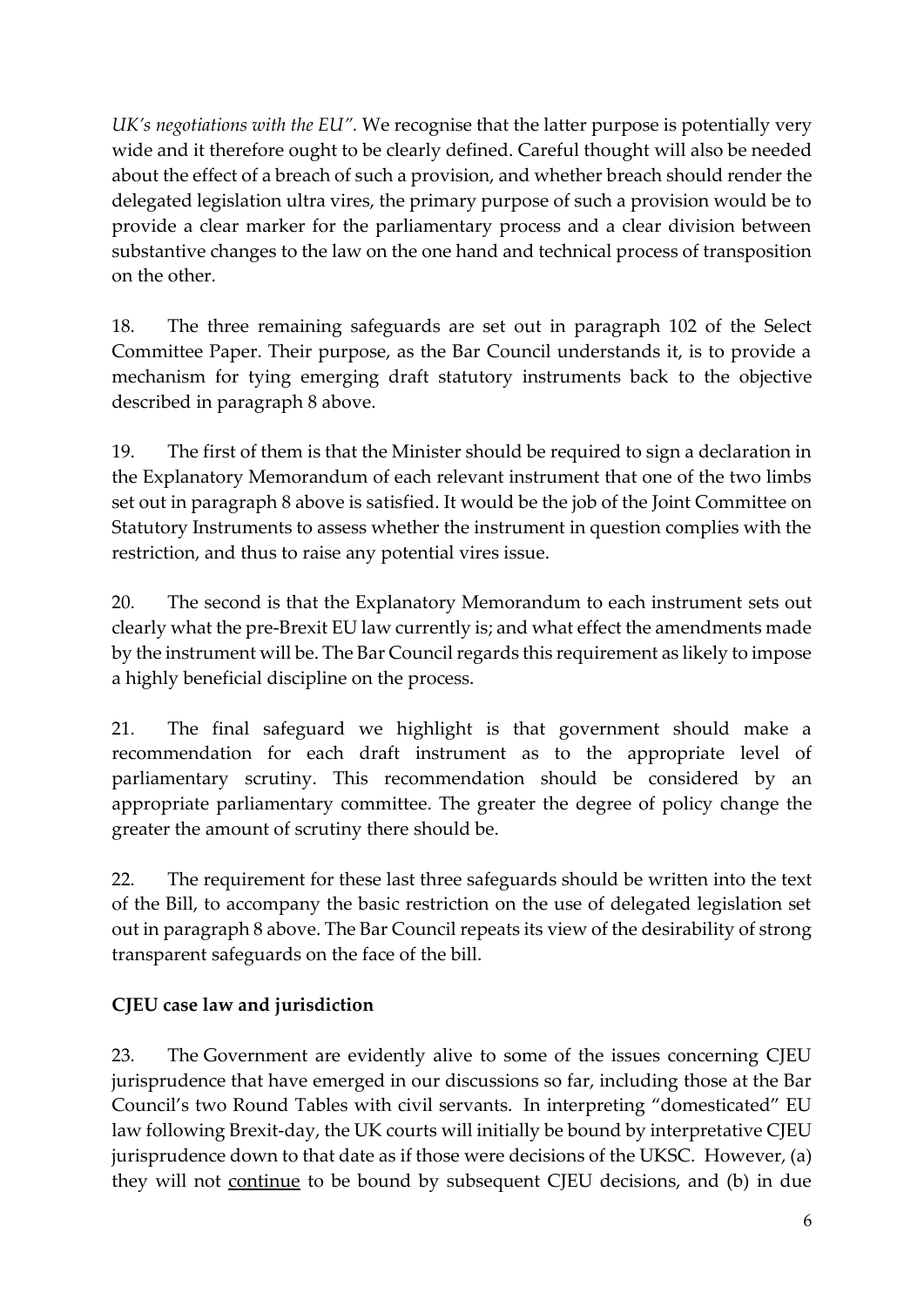*UK's negotiations with the EU".* We recognise that the latter purpose is potentially very wide and it therefore ought to be clearly defined. Careful thought will also be needed about the effect of a breach of such a provision, and whether breach should render the delegated legislation ultra vires, the primary purpose of such a provision would be to provide a clear marker for the parliamentary process and a clear division between substantive changes to the law on the one hand and technical process of transposition on the other.

18. The three remaining safeguards are set out in paragraph 102 of the Select Committee Paper. Their purpose, as the Bar Council understands it, is to provide a mechanism for tying emerging draft statutory instruments back to the objective described in paragraph 8 above.

19. The first of them is that the Minister should be required to sign a declaration in the Explanatory Memorandum of each relevant instrument that one of the two limbs set out in paragraph 8 above is satisfied. It would be the job of the Joint Committee on Statutory Instruments to assess whether the instrument in question complies with the restriction, and thus to raise any potential vires issue.

20. The second is that the Explanatory Memorandum to each instrument sets out clearly what the pre-Brexit EU law currently is; and what effect the amendments made by the instrument will be. The Bar Council regards this requirement as likely to impose a highly beneficial discipline on the process.

21. The final safeguard we highlight is that government should make a recommendation for each draft instrument as to the appropriate level of parliamentary scrutiny. This recommendation should be considered by an appropriate parliamentary committee. The greater the degree of policy change the greater the amount of scrutiny there should be.

22. The requirement for these last three safeguards should be written into the text of the Bill, to accompany the basic restriction on the use of delegated legislation set out in paragraph 8 above. The Bar Council repeats its view of the desirability of strong transparent safeguards on the face of the bill.

**CJEU case law and jurisdiction**

23. The Government are evidently alive to some of the issues concerning CJEU jurisprudence that have emerged in our discussions so far, including those at the Bar Council's two Round Tables with civil servants. In interpreting "domesticated" EU law following Brexit-day, the UK courts will initially be bound by interpretative CJEU jurisprudence down to that date as if those were decisions of the UKSC. However, (a) they will not <u>continue</u> to be bound by subsequent CJEU decisions, and (b) in due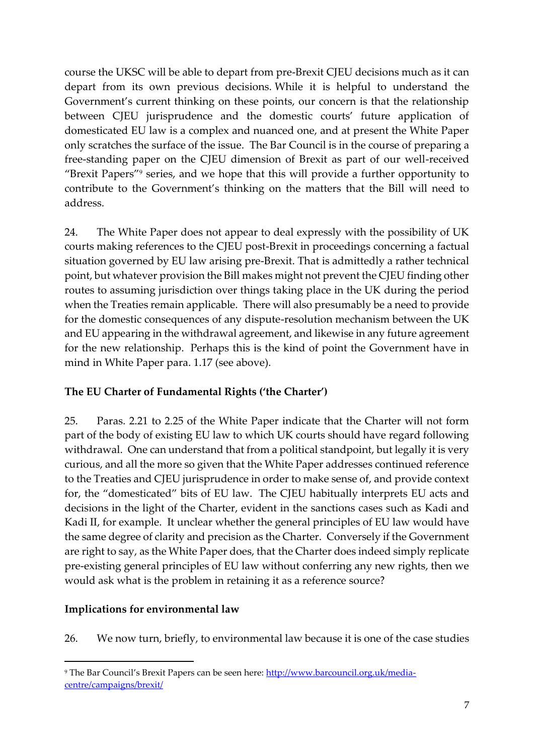course the UKSC will be able to depart from pre-Brexit CJEU decisions much as it can depart from its own previous decisions. While it is helpful to understand the Government's current thinking on these points, our concern is that the relationship between CJEU jurisprudence and the domestic courts' future application of domesticated EU law is a complex and nuanced one, and at present the White Paper only scratches the surface of the issue. The Bar Council is in the course of preparing a free-standing paper on the CJEU dimension of Brexit as part of our well-received "Brexit Papers"[9] series, and we hope that this will provide a further opportunity to contribute to the Government's thinking on the matters that the Bill will need to address.

24. The White Paper does not appear to deal expressly with the possibility of UK courts making references to the CJEU post-Brexit in proceedings concerning a factual situation governed by EU law arising pre-Brexit. That is admittedly a rather technical point, but whatever provision the Bill makes might not prevent the CJEU finding other routes to assuming jurisdiction over things taking place in the UK during the period when the Treaties remain applicable. There will also presumably be a need to provide for the domestic consequences of any dispute-resolution mechanism between the UK and EU appearing in the withdrawal agreement, and likewise in any future agreement for the new relationship. Perhaps this is the kind of point the Government have in mind in White Paper para. 1.17 (see above).

## The EU Charter of Fundamental Rights ('the Charter')

25. Paras. 2.21 to 2.25 of the White Paper indicate that the Charter will not form part of the body of existing EU law to which UK courts should have regard following withdrawal. One can understand that from a political standpoint, but legally it is very curious, and all the more so given that the White Paper addresses continued reference to the Treaties and CJEU jurisprudence in order to make sense of, and provide context for, the "domesticated" bits of EU law. The CJEU habitually interprets EU acts and decisions in the light of the Charter, evident in the sanctions cases such as Kadi and Kadi II, for example. It unclear whether the general principles of EU law would have the same degree of clarity and precision as the Charter. Conversely if the Government are right to say, as the White Paper does, that the Charter does indeed simply replicate pre-existing general principles of EU law without conferring any new rights, then we would ask what is the problem in retaining it as a reference source?

## Implications for environmental law

26. We now turn, briefly, to environmental law because it is one of the case studies

---

[9] The Bar Council's Brexit Papers can be seen here: http://www.barcouncil.org.uk/media-centre/campaigns/brexit/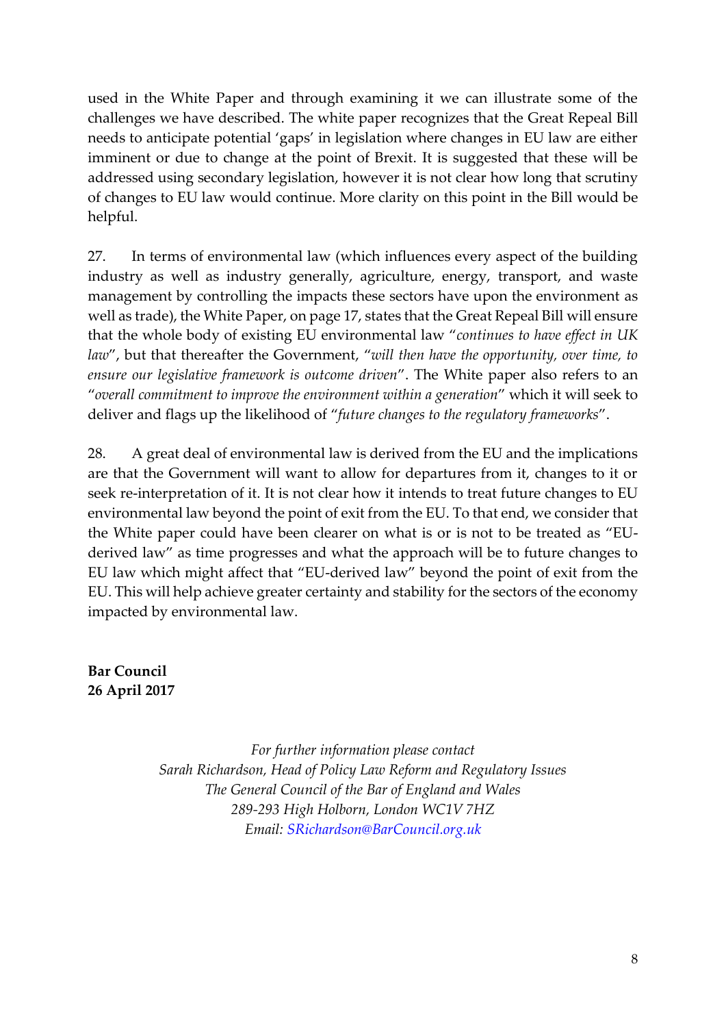used in the White Paper and through examining it we can illustrate some of the challenges we have described. The white paper recognizes that the Great Repeal Bill needs to anticipate potential 'gaps' in legislation where changes in EU law are either imminent or due to change at the point of Brexit. It is suggested that these will be addressed using secondary legislation, however it is not clear how long that scrutiny of changes to EU law would continue. More clarity on this point in the Bill would be helpful.

27. In terms of environmental law (which influences every aspect of the building industry as well as industry generally, agriculture, energy, transport, and waste management by controlling the impacts these sectors have upon the environment as well as trade), the White Paper, on page 17, states that the Great Repeal Bill will ensure that the whole body of existing EU environmental law "*continues to have effect in UK law*", but that thereafter the Government, "*will then have the opportunity, over time, to ensure our legislative framework is outcome driven*". The White paper also refers to an "*overall commitment to improve the environment within a generation*" which it will seek to deliver and flags up the likelihood of "*future changes to the regulatory frameworks*".

28. A great deal of environmental law is derived from the EU and the implications are that the Government will want to allow for departures from it, changes to it or seek re-interpretation of it. It is not clear how it intends to treat future changes to EU environmental law beyond the point of exit from the EU. To that end, we consider that the White paper could have been clearer on what is or is not to be treated as "EU-derived law" as time progresses and what the approach will be to future changes to EU law which might affect that "EU-derived law" beyond the point of exit from the EU. This will help achieve greater certainty and stability for the sectors of the economy impacted by environmental law.

**Bar Council**
**26 April 2017**

*For further information please contact*
*Sarah Richardson, Head of Policy Law Reform and Regulatory Issues*
*The General Council of the Bar of England and Wales*
*289-293 High Holborn, London WC1V 7HZ*
*Email: SRichardson@BarCouncil.org.uk*